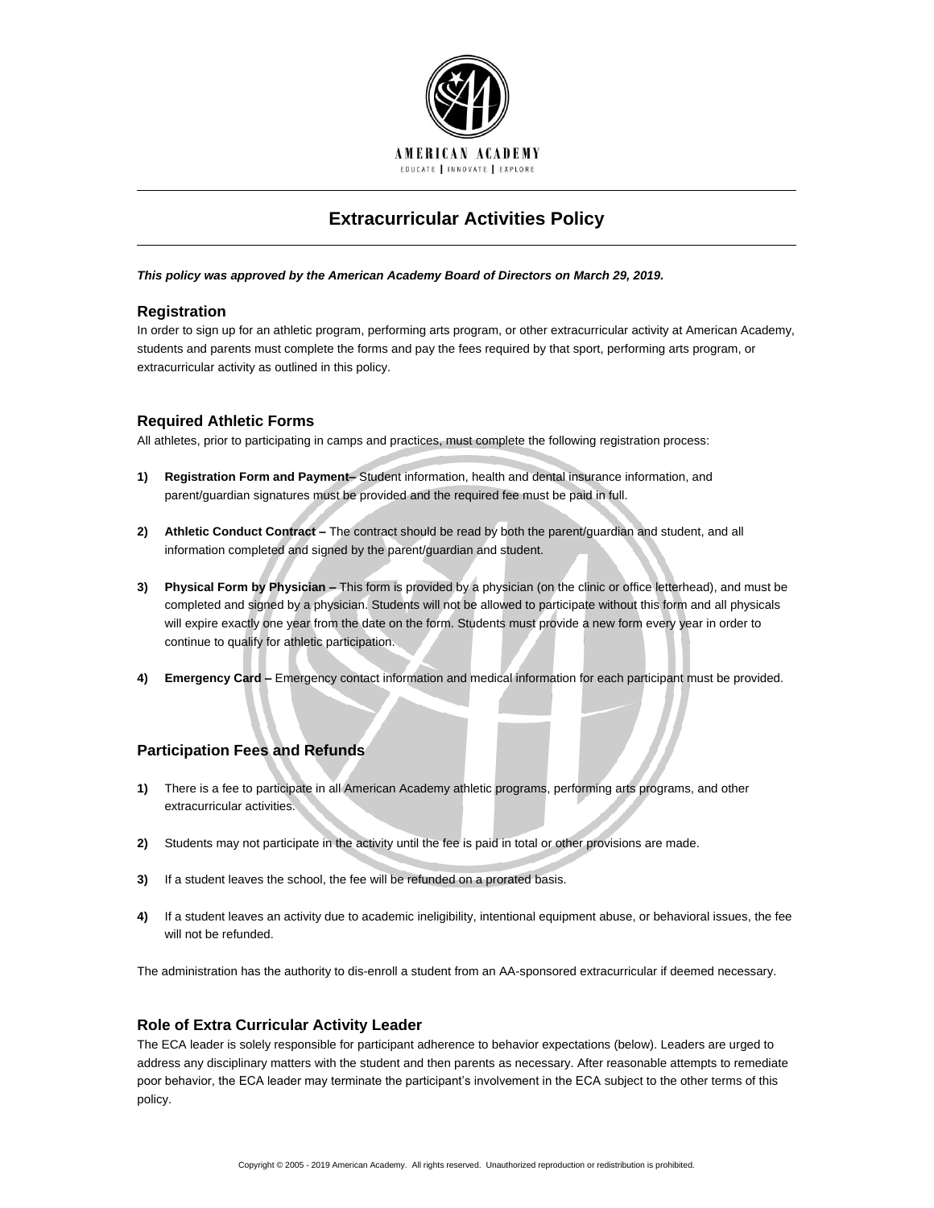AMERICAN ACADEMY

EDUCATE | INNOVATE | EXPLORE

# Extracurricular Activities Policy

***This policy was approved by the American Academy Board of Directors on March 29, 2019.***

## Registration

In order to sign up for an athletic program, performing arts program, or other extracurricular activity at American Academy, students and parents must complete the forms and pay the fees required by that sport, performing arts program, or extracurricular activity as outlined in this policy.

## Required Athletic Forms

All athletes, prior to participating in camps and practices, must complete the following registration process:

1) **Registration Form and Payment–** Student information, health and dental insurance information, and parent/guardian signatures must be provided and the required fee must be paid in full.

2) **Athletic Conduct Contract –** The contract should be read by both the parent/guardian and student, and all information completed and signed by the parent/guardian and student.

3) **Physical Form by Physician –** This form is provided by a physician (on the clinic or office letterhead), and must be completed and signed by a physician. Students will not be allowed to participate without this form and all physicals will expire exactly one year from the date on the form. Students must provide a new form every year in order to continue to qualify for athletic participation.

4) **Emergency Card –** Emergency contact information and medical information for each participant must be provided.

## Participation Fees and Refunds

1) There is a fee to participate in all American Academy athletic programs, performing arts programs, and other extracurricular activities.

2) Students may not participate in the activity until the fee is paid in total or other provisions are made.

3) If a student leaves the school, the fee will be refunded on a prorated basis.

4) If a student leaves an activity due to academic ineligibility, intentional equipment abuse, or behavioral issues, the fee will not be refunded.

The administration has the authority to dis-enroll a student from an AA-sponsored extracurricular if deemed necessary.

## Role of Extra Curricular Activity Leader

The ECA leader is solely responsible for participant adherence to behavior expectations (below). Leaders are urged to address any disciplinary matters with the student and then parents as necessary. After reasonable attempts to remediate poor behavior, the ECA leader may terminate the participant's involvement in the ECA subject to the other terms of this policy.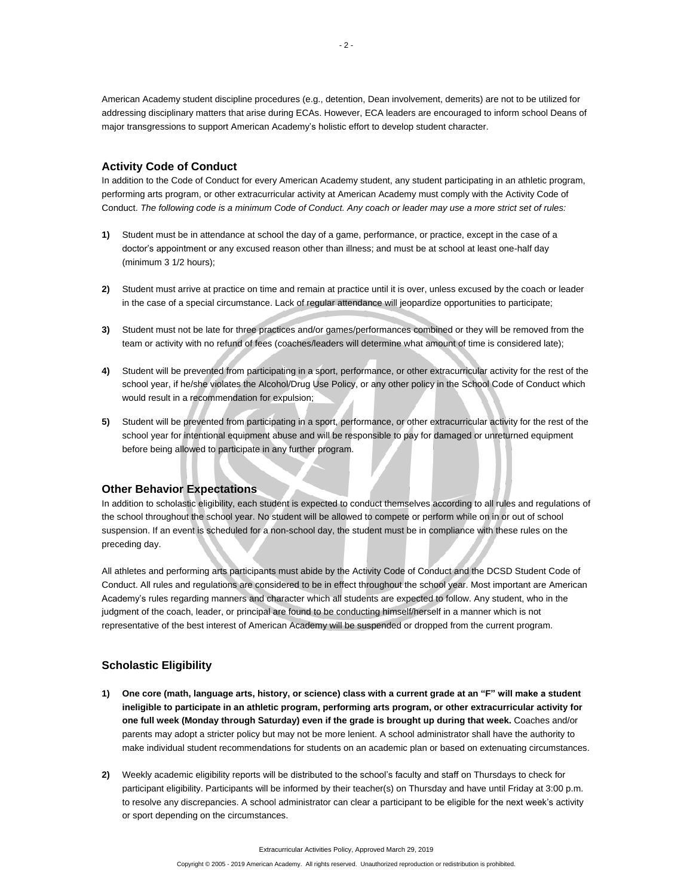American Academy student discipline procedures (e.g., detention, Dean involvement, demerits) are not to be utilized for addressing disciplinary matters that arise during ECAs. However, ECA leaders are encouraged to inform school Deans of major transgressions to support American Academy's holistic effort to develop student character.

### Activity Code of Conduct

In addition to the Code of Conduct for every American Academy student, any student participating in an athletic program, performing arts program, or other extracurricular activity at American Academy must comply with the Activity Code of Conduct. *The following code is a minimum Code of Conduct. Any coach or leader may use a more strict set of rules:*

**1)** Student must be in attendance at school the day of a game, performance, or practice, except in the case of a doctor's appointment or any excused reason other than illness; and must be at school at least one-half day (minimum 3 1/2 hours);

**2)** Student must arrive at practice on time and remain at practice until it is over, unless excused by the coach or leader in the case of a special circumstance. Lack of regular attendance will jeopardize opportunities to participate;

**3)** Student must not be late for three practices and/or games/performances combined or they will be removed from the team or activity with no refund of fees (coaches/leaders will determine what amount of time is considered late);

**4)** Student will be prevented from participating in a sport, performance, or other extracurricular activity for the rest of the school year, if he/she violates the Alcohol/Drug Use Policy, or any other policy in the School Code of Conduct which would result in a recommendation for expulsion;

**5)** Student will be prevented from participating in a sport, performance, or other extracurricular activity for the rest of the school year for intentional equipment abuse and will be responsible to pay for damaged or unreturned equipment before being allowed to participate in any further program.

### Other Behavior Expectations

In addition to scholastic eligibility, each student is expected to conduct themselves according to all rules and regulations of the school throughout the school year. No student will be allowed to compete or perform while on in or out of school suspension. If an event is scheduled for a non-school day, the student must be in compliance with these rules on the preceding day.

All athletes and performing arts participants must abide by the Activity Code of Conduct and the DCSD Student Code of Conduct. All rules and regulations are considered to be in effect throughout the school year. Most important are American Academy's rules regarding manners and character which all students are expected to follow. Any student, who in the judgment of the coach, leader, or principal are found to be conducting himself/herself in a manner which is not representative of the best interest of American Academy will be suspended or dropped from the current program.

### Scholastic Eligibility

**1)** **One core (math, language arts, history, or science) class with a current grade at an "F" will make a student ineligible to participate in an athletic program, performing arts program, or other extracurricular activity for one full week (Monday through Saturday) even if the grade is brought up during that week.** Coaches and/or parents may adopt a stricter policy but may not be more lenient. A school administrator shall have the authority to make individual student recommendations for students on an academic plan or based on extenuating circumstances.

**2)** Weekly academic eligibility reports will be distributed to the school's faculty and staff on Thursdays to check for participant eligibility. Participants will be informed by their teacher(s) on Thursday and have until Friday at 3:00 p.m. to resolve any discrepancies. A school administrator can clear a participant to be eligible for the next week's activity or sport depending on the circumstances.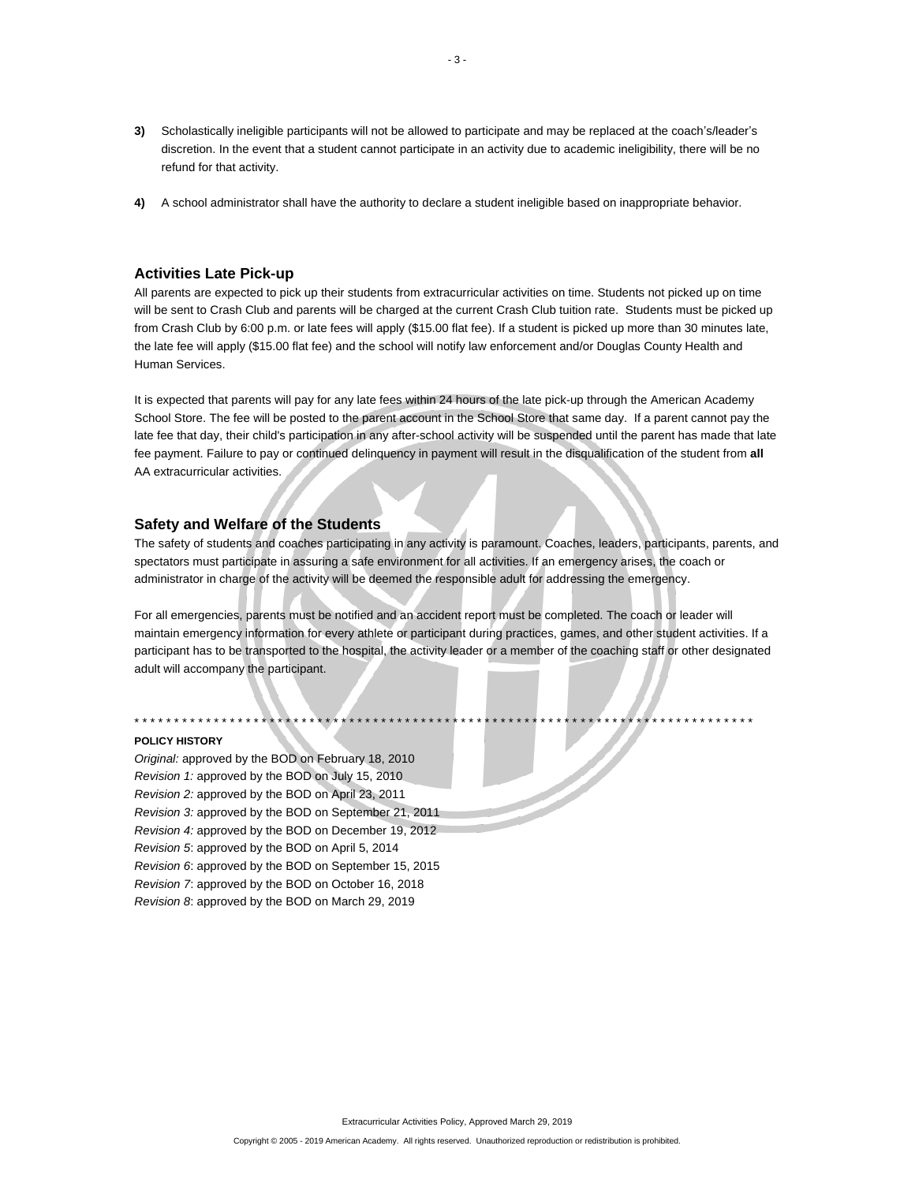**3)** Scholastically ineligible participants will not be allowed to participate and may be replaced at the coach's/leader's discretion. In the event that a student cannot participate in an activity due to academic ineligibility, there will be no refund for that activity.

**4)** A school administrator shall have the authority to declare a student ineligible based on inappropriate behavior.

## Activities Late Pick-up

All parents are expected to pick up their students from extracurricular activities on time. Students not picked up on time will be sent to Crash Club and parents will be charged at the current Crash Club tuition rate. Students must be picked up from Crash Club by 6:00 p.m. or late fees will apply ($15.00 flat fee). If a student is picked up more than 30 minutes late, the late fee will apply ($15.00 flat fee) and the school will notify law enforcement and/or Douglas County Health and Human Services.

It is expected that parents will pay for any late fees within 24 hours of the late pick-up through the American Academy School Store. The fee will be posted to the parent account in the School Store that same day. If a parent cannot pay the late fee that day, their child's participation in any after-school activity will be suspended until the parent has made that late fee payment. Failure to pay or continued delinquency in payment will result in the disqualification of the student from **all** AA extracurricular activities.

## Safety and Welfare of the Students

The safety of students and coaches participating in any activity is paramount. Coaches, leaders, participants, parents, and spectators must participate in assuring a safe environment for all activities. If an emergency arises, the coach or administrator in charge of the activity will be deemed the responsible adult for addressing the emergency.

For all emergencies, parents must be notified and an accident report must be completed. The coach or leader will maintain emergency information for every athlete or participant during practices, games, and other student activities. If a participant has to be transported to the hospital, the activity leader or a member of the coaching staff or other designated adult will accompany the participant.

* * * * * * * * * * * * * * * * * * * * * * * * * * * * * * * * * * * * * * * * * * * * * * * * * * * * * * * * * * * * * * * * * * * * * * * * * * * * * * * *

**POLICY HISTORY**

*Original:* approved by the BOD on February 18, 2010
*Revision 1:* approved by the BOD on July 15, 2010
*Revision 2:* approved by the BOD on April 23, 2011
*Revision 3:* approved by the BOD on September 21, 2011
*Revision 4:* approved by the BOD on December 19, 2012
*Revision 5*: approved by the BOD on April 5, 2014
*Revision 6*: approved by the BOD on September 15, 2015
*Revision 7*: approved by the BOD on October 16, 2018
*Revision 8*: approved by the BOD on March 29, 2019